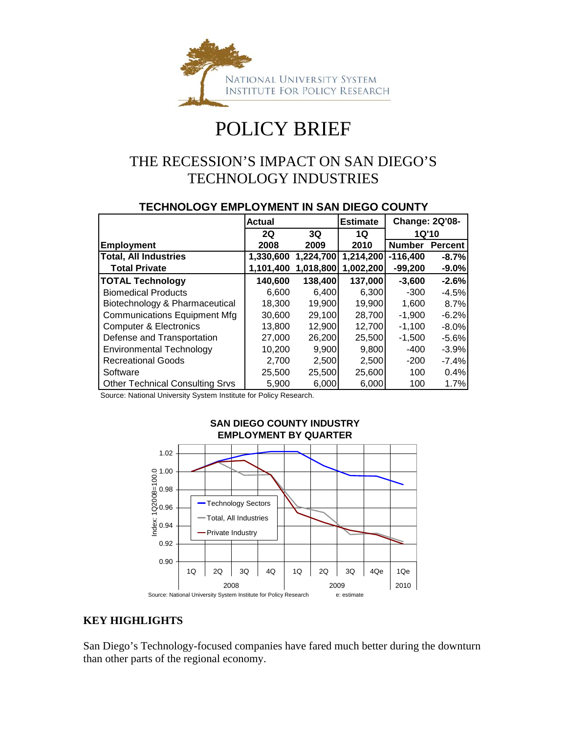NATIONAL UNIVERSITY SYSTEM
INSTITUTE FOR POLICY RESEARCH

# POLICY BRIEF

## THE RECESSION'S IMPACT ON SAN DIEGO'S TECHNOLOGY INDUSTRIES

**TECHNOLOGY EMPLOYMENT IN SAN DIEGO COUNTY**

| | Actual | | Estimate | Change: 2Q'08-1Q'10 | |
|---|---|---|---|---|---|
| **Employment** | **2Q 2008** | **3Q 2009** | **1Q 2010** | **Number** | **Percent** |
| **Total, All Industries** | **1,330,600** | **1,224,700** | **1,214,200** | **-116,400** | **-8.7%** |
| **Total Private** | **1,101,400** | **1,018,800** | **1,002,200** | **-99,200** | **-9.0%** |
| **TOTAL Technology** | **140,600** | **138,400** | **137,000** | **-3,600** | **-2.6%** |
| Biomedical Products | 6,600 | 6,400 | 6,300 | -300 | -4.5% |
| Biotechnology & Pharmaceutical | 18,300 | 19,900 | 19,900 | 1,600 | 8.7% |
| Communications Equipment Mfg | 30,600 | 29,100 | 28,700 | -1,900 | -6.2% |
| Computer & Electronics | 13,800 | 12,900 | 12,700 | -1,100 | -8.0% |
| Defense and Transportation | 27,000 | 26,200 | 25,500 | -1,500 | -5.6% |
| Environmental Technology | 10,200 | 9,900 | 9,800 | -400 | -3.9% |
| Recreational Goods | 2,700 | 2,500 | 2,500 | -200 | -7.4% |
| Software | 25,500 | 25,500 | 25,600 | 100 | 0.4% |
| Other Technical Consulting Srvs | 5,900 | 6,000 | 6,000 | 100 | 1.7% |

Source: National University System Institute for Policy Research.

**SAN DIEGO COUNTY INDUSTRY EMPLOYMENT BY QUARTER**

Source: National University System Institute for Policy Research    e: estimate

### KEY HIGHLIGHTS

San Diego's Technology-focused companies have fared much better during the downturn than other parts of the regional economy.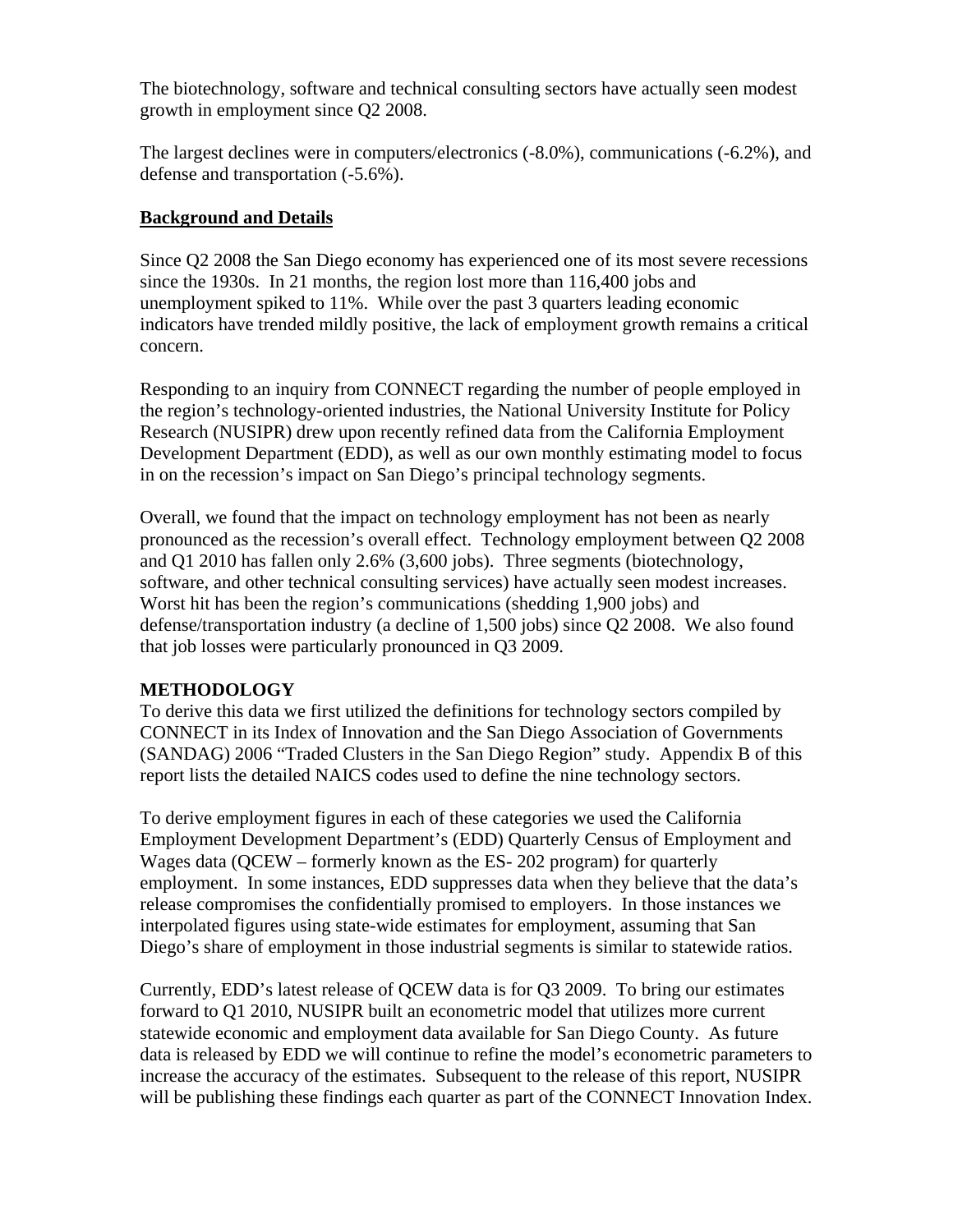The biotechnology, software and technical consulting sectors have actually seen modest growth in employment since Q2 2008.

The largest declines were in computers/electronics (-8.0%), communications (-6.2%), and defense and transportation (-5.6%).

## **Background and Details**

Since Q2 2008 the San Diego economy has experienced one of its most severe recessions since the 1930s. In 21 months, the region lost more than 116,400 jobs and unemployment spiked to 11%. While over the past 3 quarters leading economic indicators have trended mildly positive, the lack of employment growth remains a critical concern.

Responding to an inquiry from CONNECT regarding the number of people employed in the region's technology-oriented industries, the National University Institute for Policy Research (NUSIPR) drew upon recently refined data from the California Employment Development Department (EDD), as well as our own monthly estimating model to focus in on the recession's impact on San Diego's principal technology segments.

Overall, we found that the impact on technology employment has not been as nearly pronounced as the recession's overall effect. Technology employment between Q2 2008 and Q1 2010 has fallen only 2.6% (3,600 jobs). Three segments (biotechnology, software, and other technical consulting services) have actually seen modest increases. Worst hit has been the region's communications (shedding 1,900 jobs) and defense/transportation industry (a decline of 1,500 jobs) since Q2 2008. We also found that job losses were particularly pronounced in Q3 2009.

## **METHODOLOGY**

To derive this data we first utilized the definitions for technology sectors compiled by CONNECT in its Index of Innovation and the San Diego Association of Governments (SANDAG) 2006 "Traded Clusters in the San Diego Region" study. Appendix B of this report lists the detailed NAICS codes used to define the nine technology sectors.

To derive employment figures in each of these categories we used the California Employment Development Department's (EDD) Quarterly Census of Employment and Wages data (QCEW – formerly known as the ES- 202 program) for quarterly employment. In some instances, EDD suppresses data when they believe that the data's release compromises the confidentially promised to employers. In those instances we interpolated figures using state-wide estimates for employment, assuming that San Diego's share of employment in those industrial segments is similar to statewide ratios.

Currently, EDD's latest release of QCEW data is for Q3 2009. To bring our estimates forward to Q1 2010, NUSIPR built an econometric model that utilizes more current statewide economic and employment data available for San Diego County. As future data is released by EDD we will continue to refine the model's econometric parameters to increase the accuracy of the estimates. Subsequent to the release of this report, NUSIPR will be publishing these findings each quarter as part of the CONNECT Innovation Index.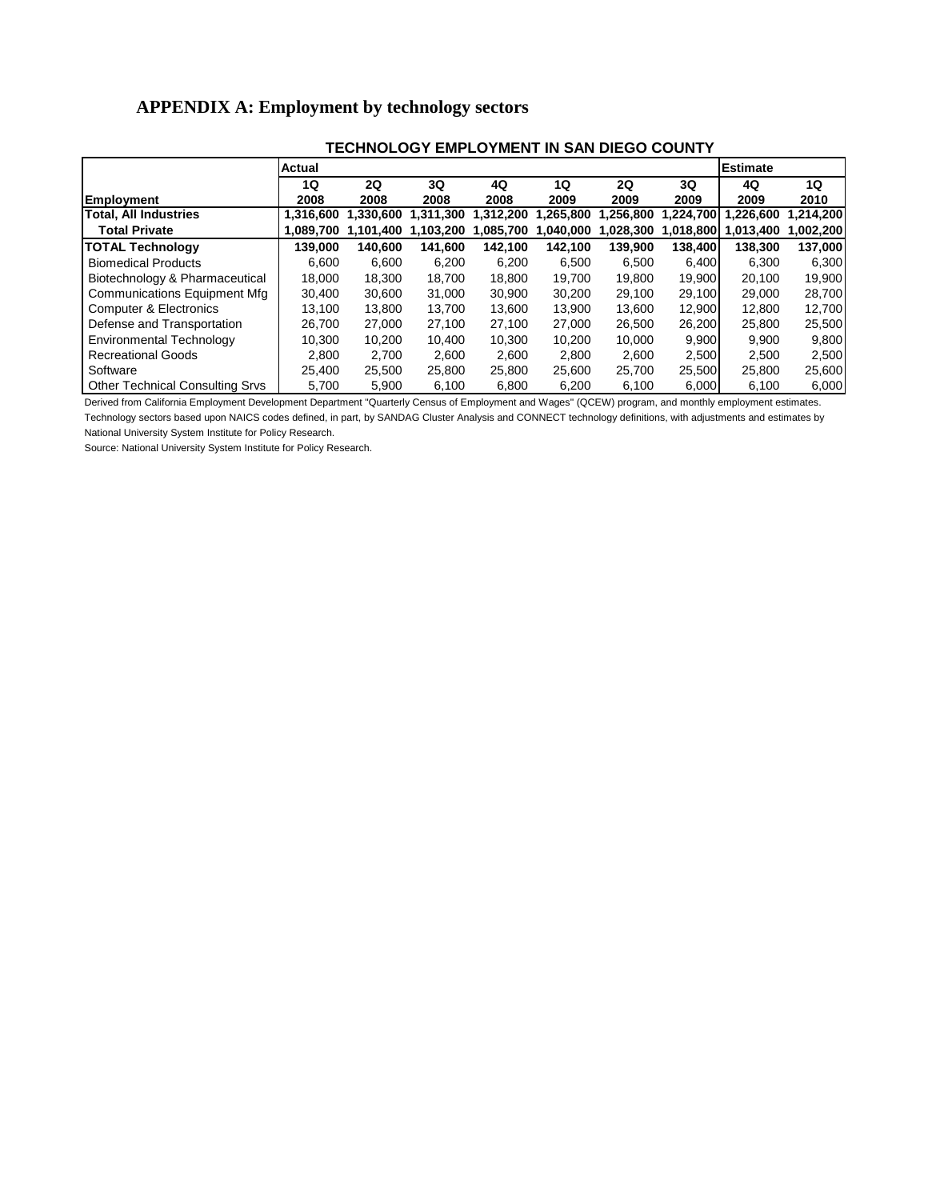## APPENDIX A: Employment by technology sectors

**TECHNOLOGY EMPLOYMENT IN SAN DIEGO COUNTY**

| | Actual | | | | | | | Estimate | |
|---|---|---|---|---|---|---|---|---|---|
| **Employment** | **1Q 2008** | **2Q 2008** | **3Q 2008** | **4Q 2008** | **1Q 2009** | **2Q 2009** | **3Q 2009** | **4Q 2009** | **1Q 2010** |
| **Total, All Industries** | **1,316,600** | **1,330,600** | **1,311,300** | **1,312,200** | **1,265,800** | **1,256,800** | **1,224,700** | **1,226,600** | **1,214,200** |
| **Total Private** | **1,089,700** | **1,101,400** | **1,103,200** | **1,085,700** | **1,040,000** | **1,028,300** | **1,018,800** | **1,013,400** | **1,002,200** |
| **TOTAL Technology** | **139,000** | **140,600** | **141,600** | **142,100** | **142,100** | **139,900** | **138,400** | **138,300** | **137,000** |
| Biomedical Products | 6,600 | 6,600 | 6,200 | 6,200 | 6,500 | 6,500 | 6,400 | 6,300 | 6,300 |
| Biotechnology & Pharmaceutical | 18,000 | 18,300 | 18,700 | 18,800 | 19,700 | 19,800 | 19,900 | 20,100 | 19,900 |
| Communications Equipment Mfg | 30,400 | 30,600 | 31,000 | 30,900 | 30,200 | 29,100 | 29,100 | 29,000 | 28,700 |
| Computer & Electronics | 13,100 | 13,800 | 13,700 | 13,600 | 13,900 | 13,600 | 12,900 | 12,800 | 12,700 |
| Defense and Transportation | 26,700 | 27,000 | 27,100 | 27,100 | 27,000 | 26,500 | 26,200 | 25,800 | 25,500 |
| Environmental Technology | 10,300 | 10,200 | 10,400 | 10,300 | 10,200 | 10,000 | 9,900 | 9,900 | 9,800 |
| Recreational Goods | 2,800 | 2,700 | 2,600 | 2,600 | 2,800 | 2,600 | 2,500 | 2,500 | 2,500 |
| Software | 25,400 | 25,500 | 25,800 | 25,800 | 25,600 | 25,700 | 25,500 | 25,800 | 25,600 |
| Other Technical Consulting Srvs | 5,700 | 5,900 | 6,100 | 6,800 | 6,200 | 6,100 | 6,000 | 6,100 | 6,000 |

Derived from California Employment Development Department "Quarterly Census of Employment and Wages" (QCEW) program, and monthly employment estimates.
Technology sectors based upon NAICS codes defined, in part, by SANDAG Cluster Analysis and CONNECT technology definitions, with adjustments and estimates by National University System Institute for Policy Research.

Source: National University System Institute for Policy Research.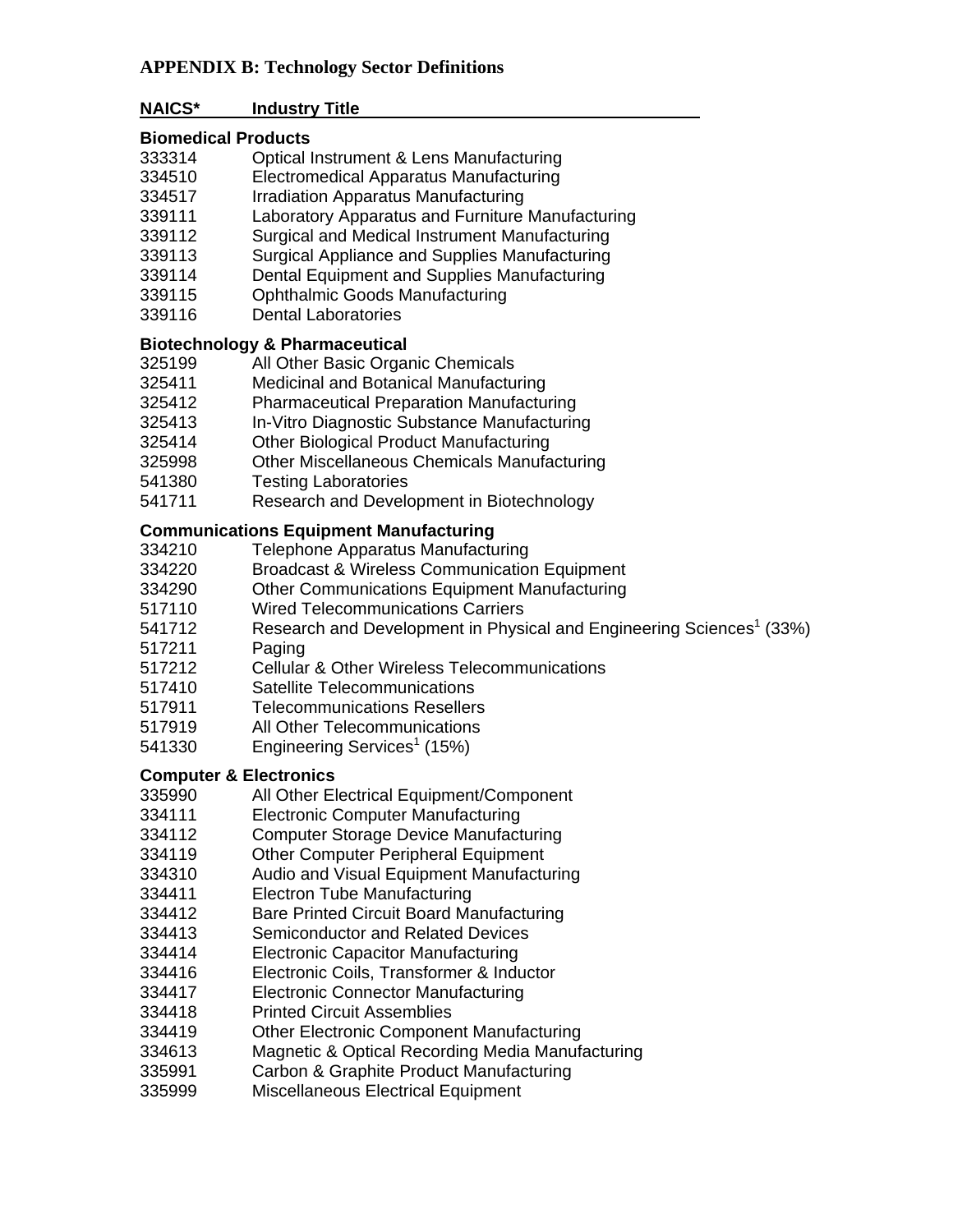## APPENDIX B: Technology Sector Definitions

| NAICS* | Industry Title |
|---|---|
| **Biomedical Products** | |
| 333314 | Optical Instrument & Lens Manufacturing |
| 334510 | Electromedical Apparatus Manufacturing |
| 334517 | Irradiation Apparatus Manufacturing |
| 339111 | Laboratory Apparatus and Furniture Manufacturing |
| 339112 | Surgical and Medical Instrument Manufacturing |
| 339113 | Surgical Appliance and Supplies Manufacturing |
| 339114 | Dental Equipment and Supplies Manufacturing |
| 339115 | Ophthalmic Goods Manufacturing |
| 339116 | Dental Laboratories |
| **Biotechnology & Pharmaceutical** | |
| 325199 | All Other Basic Organic Chemicals |
| 325411 | Medicinal and Botanical Manufacturing |
| 325412 | Pharmaceutical Preparation Manufacturing |
| 325413 | In-Vitro Diagnostic Substance Manufacturing |
| 325414 | Other Biological Product Manufacturing |
| 325998 | Other Miscellaneous Chemicals Manufacturing |
| 541380 | Testing Laboratories |
| 541711 | Research and Development in Biotechnology |
| **Communications Equipment Manufacturing** | |
| 334210 | Telephone Apparatus Manufacturing |
| 334220 | Broadcast & Wireless Communication Equipment |
| 334290 | Other Communications Equipment Manufacturing |
| 517110 | Wired Telecommunications Carriers |
| 541712 | Research and Development in Physical and Engineering Sciences[1] (33%) |
| 517211 | Paging |
| 517212 | Cellular & Other Wireless Telecommunications |
| 517410 | Satellite Telecommunications |
| 517911 | Telecommunications Resellers |
| 517919 | All Other Telecommunications |
| 541330 | Engineering Services[1] (15%) |
| **Computer & Electronics** | |
| 335990 | All Other Electrical Equipment/Component |
| 334111 | Electronic Computer Manufacturing |
| 334112 | Computer Storage Device Manufacturing |
| 334119 | Other Computer Peripheral Equipment |
| 334310 | Audio and Visual Equipment Manufacturing |
| 334411 | Electron Tube Manufacturing |
| 334412 | Bare Printed Circuit Board Manufacturing |
| 334413 | Semiconductor and Related Devices |
| 334414 | Electronic Capacitor Manufacturing |
| 334416 | Electronic Coils, Transformer & Inductor |
| 334417 | Electronic Connector Manufacturing |
| 334418 | Printed Circuit Assemblies |
| 334419 | Other Electronic Component Manufacturing |
| 334613 | Magnetic & Optical Recording Media Manufacturing |
| 335991 | Carbon & Graphite Product Manufacturing |
| 335999 | Miscellaneous Electrical Equipment |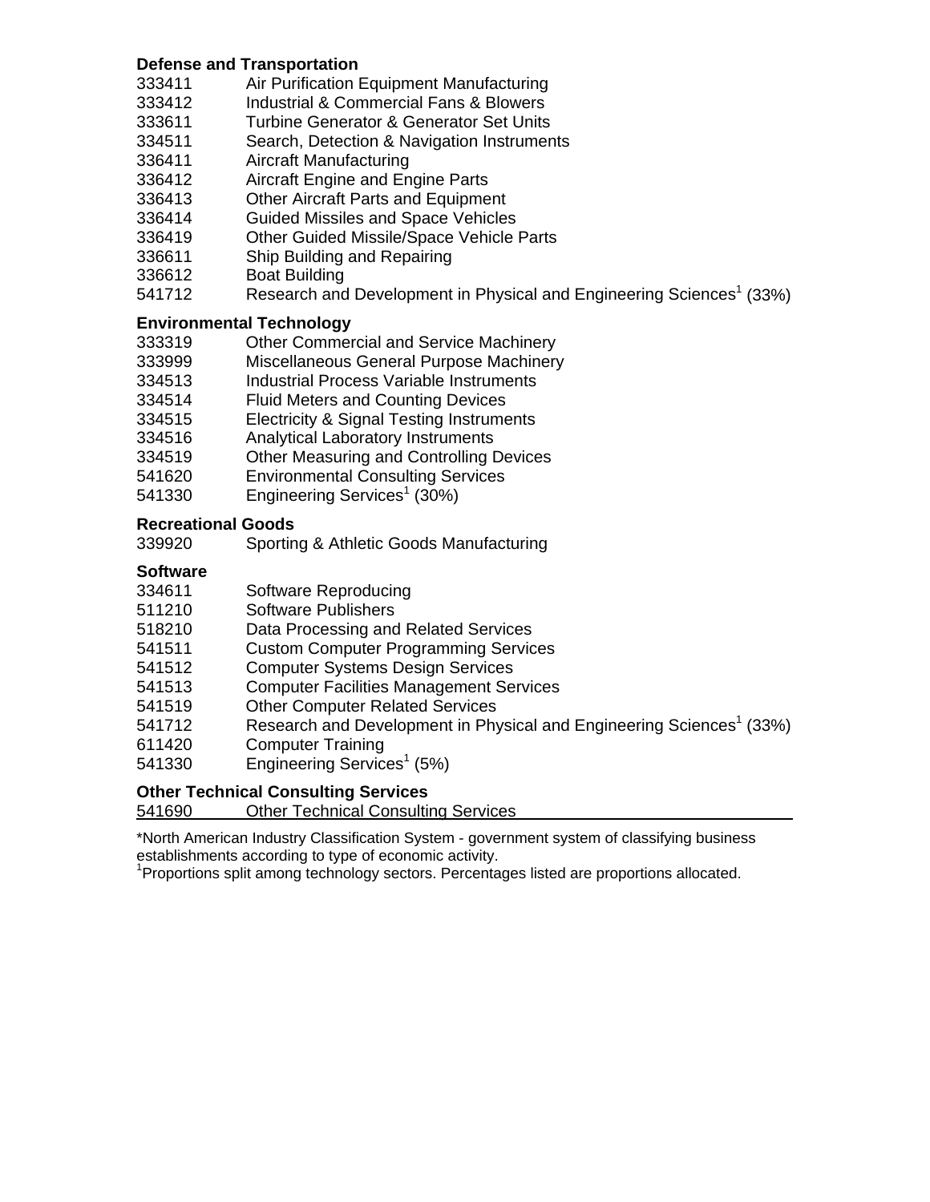**Defense and Transportation**

| | |
|---|---|
| 333411 | Air Purification Equipment Manufacturing |
| 333412 | Industrial & Commercial Fans & Blowers |
| 333611 | Turbine Generator & Generator Set Units |
| 334511 | Search, Detection & Navigation Instruments |
| 336411 | Aircraft Manufacturing |
| 336412 | Aircraft Engine and Engine Parts |
| 336413 | Other Aircraft Parts and Equipment |
| 336414 | Guided Missiles and Space Vehicles |
| 336419 | Other Guided Missile/Space Vehicle Parts |
| 336611 | Ship Building and Repairing |
| 336612 | Boat Building |
| 541712 | Research and Development in Physical and Engineering Sciences[1] (33%) |

**Environmental Technology**

| | |
|---|---|
| 333319 | Other Commercial and Service Machinery |
| 333999 | Miscellaneous General Purpose Machinery |
| 334513 | Industrial Process Variable Instruments |
| 334514 | Fluid Meters and Counting Devices |
| 334515 | Electricity & Signal Testing Instruments |
| 334516 | Analytical Laboratory Instruments |
| 334519 | Other Measuring and Controlling Devices |
| 541620 | Environmental Consulting Services |
| 541330 | Engineering Services[1] (30%) |

**Recreational Goods**

| | |
|---|---|
| 339920 | Sporting & Athletic Goods Manufacturing |

**Software**

| | |
|---|---|
| 334611 | Software Reproducing |
| 511210 | Software Publishers |
| 518210 | Data Processing and Related Services |
| 541511 | Custom Computer Programming Services |
| 541512 | Computer Systems Design Services |
| 541513 | Computer Facilities Management Services |
| 541519 | Other Computer Related Services |
| 541712 | Research and Development in Physical and Engineering Sciences[1] (33%) |
| 611420 | Computer Training |
| 541330 | Engineering Services[1] (5%) |

**Other Technical Consulting Services**

| | |
|---|---|
| 541690 | Other Technical Consulting Services |

*North American Industry Classification System - government system of classifying business establishments according to type of economic activity.

[1]Proportions split among technology sectors. Percentages listed are proportions allocated.